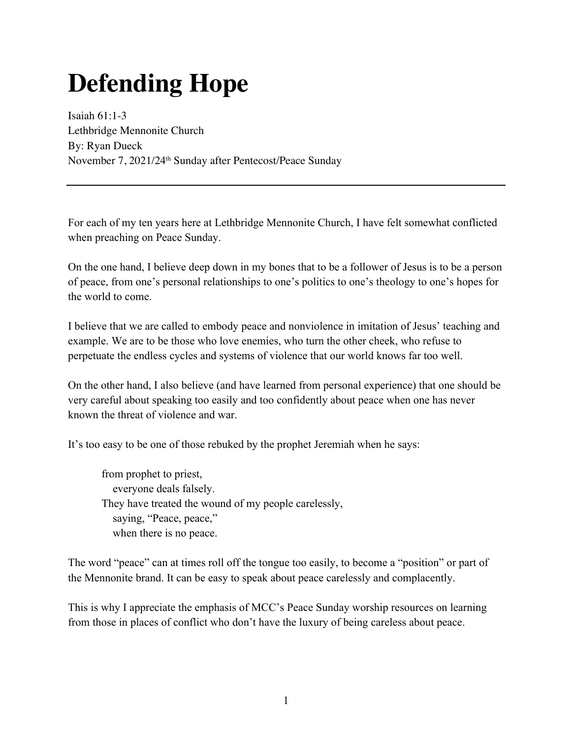# Defending Hope

Isaiah 61:1-3
Lethbridge Mennonite Church
By: Ryan Dueck
November 7, 2021/24th Sunday after Pentecost/Peace Sunday

---

For each of my ten years here at Lethbridge Mennonite Church, I have felt somewhat conflicted when preaching on Peace Sunday.

On the one hand, I believe deep down in my bones that to be a follower of Jesus is to be a person of peace, from one's personal relationships to one's politics to one's theology to one's hopes for the world to come.

I believe that we are called to embody peace and nonviolence in imitation of Jesus' teaching and example. We are to be those who love enemies, who turn the other cheek, who refuse to perpetuate the endless cycles and systems of violence that our world knows far too well.

On the other hand, I also believe (and have learned from personal experience) that one should be very careful about speaking too easily and too confidently about peace when one has never known the threat of violence and war.

It's too easy to be one of those rebuked by the prophet Jeremiah when he says:

> from prophet to priest,
> everyone deals falsely.
> They have treated the wound of my people carelessly,
> saying, "Peace, peace,"
> when there is no peace.

The word "peace" can at times roll off the tongue too easily, to become a "position" or part of the Mennonite brand. It can be easy to speak about peace carelessly and complacently.

This is why I appreciate the emphasis of MCC's Peace Sunday worship resources on learning from those in places of conflict who don't have the luxury of being careless about peace.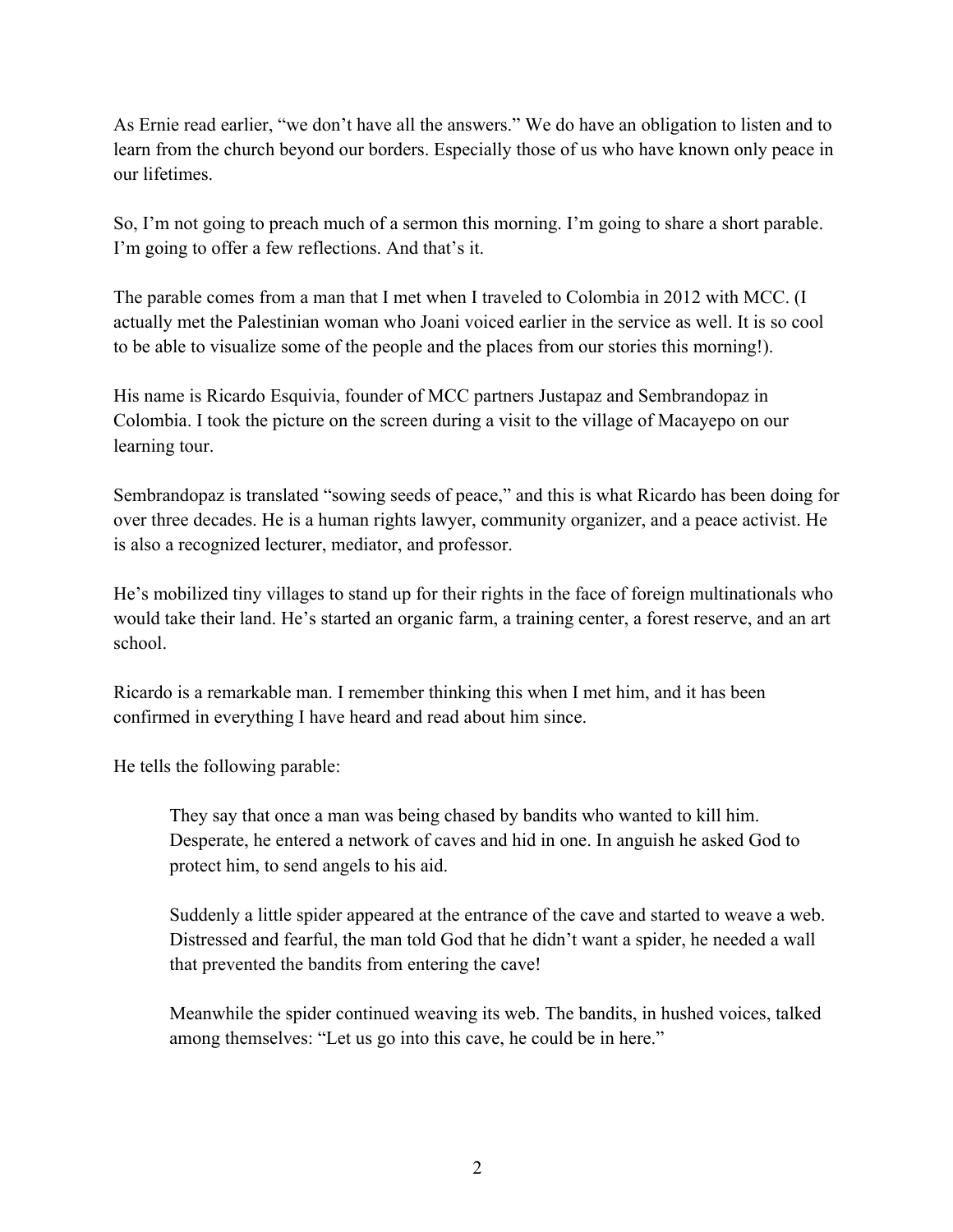As Ernie read earlier, "we don't have all the answers." We do have an obligation to listen and to learn from the church beyond our borders. Especially those of us who have known only peace in our lifetimes.

So, I'm not going to preach much of a sermon this morning. I'm going to share a short parable. I'm going to offer a few reflections. And that's it.

The parable comes from a man that I met when I traveled to Colombia in 2012 with MCC. (I actually met the Palestinian woman who Joani voiced earlier in the service as well. It is so cool to be able to visualize some of the people and the places from our stories this morning!).

His name is Ricardo Esquivia, founder of MCC partners Justapaz and Sembrandopaz in Colombia. I took the picture on the screen during a visit to the village of Macayepo on our learning tour.

Sembrandopaz is translated "sowing seeds of peace," and this is what Ricardo has been doing for over three decades. He is a human rights lawyer, community organizer, and a peace activist. He is also a recognized lecturer, mediator, and professor.

He's mobilized tiny villages to stand up for their rights in the face of foreign multinationals who would take their land. He's started an organic farm, a training center, a forest reserve, and an art school.

Ricardo is a remarkable man. I remember thinking this when I met him, and it has been confirmed in everything I have heard and read about him since.

He tells the following parable:

> They say that once a man was being chased by bandits who wanted to kill him. Desperate, he entered a network of caves and hid in one. In anguish he asked God to protect him, to send angels to his aid.
>
> Suddenly a little spider appeared at the entrance of the cave and started to weave a web. Distressed and fearful, the man told God that he didn't want a spider, he needed a wall that prevented the bandits from entering the cave!
>
> Meanwhile the spider continued weaving its web. The bandits, in hushed voices, talked among themselves: "Let us go into this cave, he could be in here."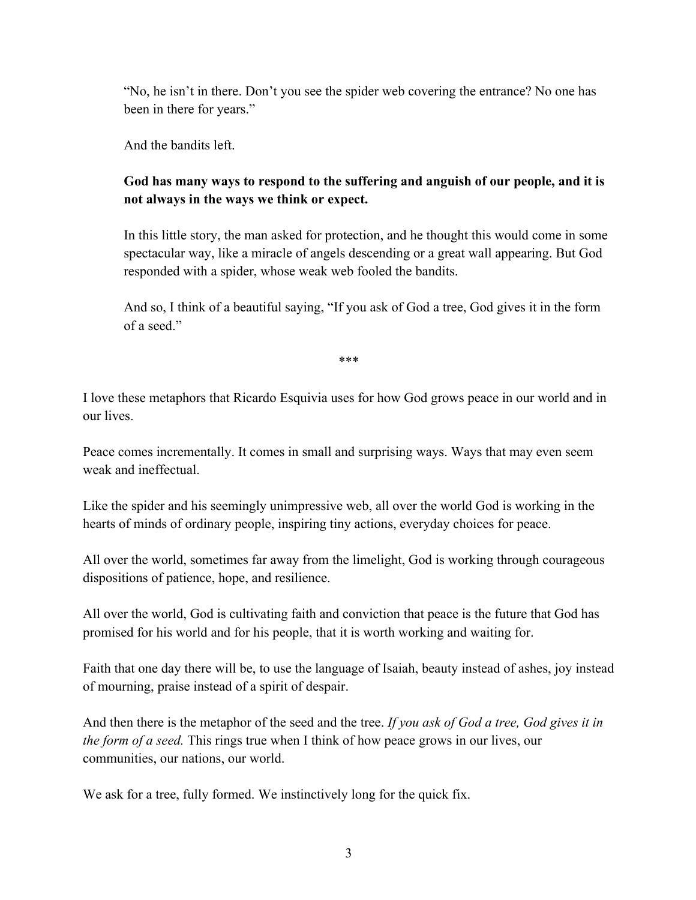> "No, he isn't in there. Don't you see the spider web covering the entrance? No one has been in there for years."
>
> And the bandits left.
>
> **God has many ways to respond to the suffering and anguish of our people, and it is not always in the ways we think or expect.**
>
> In this little story, the man asked for protection, and he thought this would come in some spectacular way, like a miracle of angels descending or a great wall appearing. But God responded with a spider, whose weak web fooled the bandits.
>
> And so, I think of a beautiful saying, "If you ask of God a tree, God gives it in the form of a seed."

***

I love these metaphors that Ricardo Esquivia uses for how God grows peace in our world and in our lives.

Peace comes incrementally. It comes in small and surprising ways. Ways that may even seem weak and ineffectual.

Like the spider and his seemingly unimpressive web, all over the world God is working in the hearts of minds of ordinary people, inspiring tiny actions, everyday choices for peace.

All over the world, sometimes far away from the limelight, God is working through courageous dispositions of patience, hope, and resilience.

All over the world, God is cultivating faith and conviction that peace is the future that God has promised for his world and for his people, that it is worth working and waiting for.

Faith that one day there will be, to use the language of Isaiah, beauty instead of ashes, joy instead of mourning, praise instead of a spirit of despair.

And then there is the metaphor of the seed and the tree. *If you ask of God a tree, God gives it in the form of a seed.* This rings true when I think of how peace grows in our lives, our communities, our nations, our world.

We ask for a tree, fully formed. We instinctively long for the quick fix.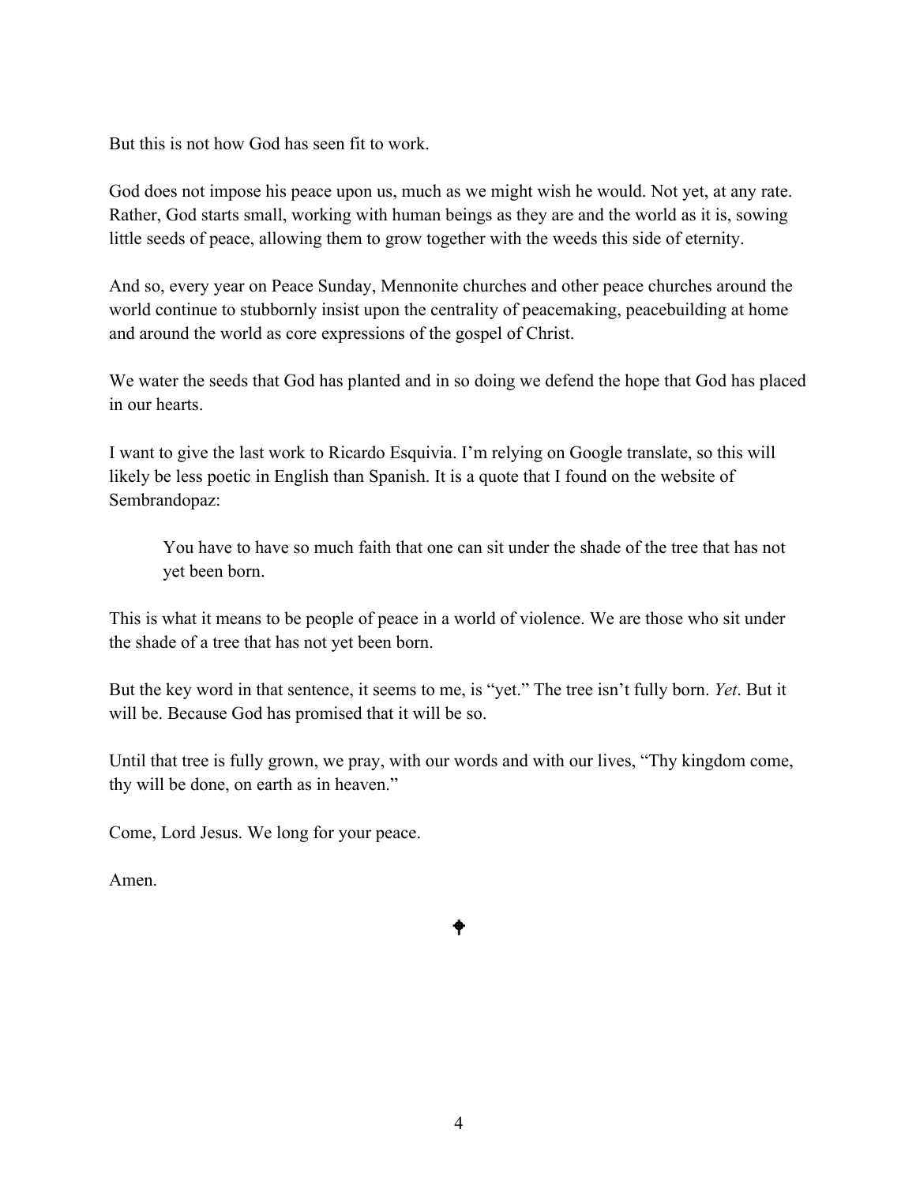But this is not how God has seen fit to work.

God does not impose his peace upon us, much as we might wish he would. Not yet, at any rate. Rather, God starts small, working with human beings as they are and the world as it is, sowing little seeds of peace, allowing them to grow together with the weeds this side of eternity.

And so, every year on Peace Sunday, Mennonite churches and other peace churches around the world continue to stubbornly insist upon the centrality of peacemaking, peacebuilding at home and around the world as core expressions of the gospel of Christ.

We water the seeds that God has planted and in so doing we defend the hope that God has placed in our hearts.

I want to give the last work to Ricardo Esquivia. I'm relying on Google translate, so this will likely be less poetic in English than Spanish. It is a quote that I found on the website of Sembrandopaz:

> You have to have so much faith that one can sit under the shade of the tree that has not yet been born.

This is what it means to be people of peace in a world of violence. We are those who sit under the shade of a tree that has not yet been born.

But the key word in that sentence, it seems to me, is "yet." The tree isn't fully born. *Yet*. But it will be. Because God has promised that it will be so.

Until that tree is fully grown, we pray, with our words and with our lives, "Thy kingdom come, thy will be done, on earth as in heaven."

Come, Lord Jesus. We long for your peace.

Amen.

✥